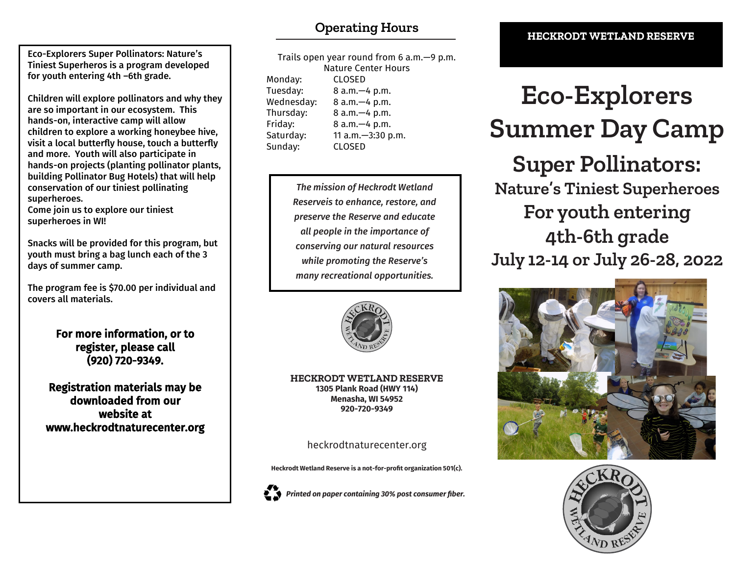Eco-Explorers Super Pollinators: Nature's Tiniest Superheros is a program developed for youth entering 4th –6th grade.

Children will explore pollinators and why they are so important in our ecosystem. This hands-on, interactive camp will allow children to explore a working honeybee hive, visit a local butterfly house, touch a butterfly and more. Youth will also participate in hands-on projects (planting pollinator plants, building Pollinator Bug Hotels) that will help conservation of our tiniest pollinating superheroes.
Come join us to explore our tiniest superheroes in WI!

Snacks will be provided for this program, but youth must bring a bag lunch each of the 3 days of summer camp.

The program fee is $70.00 per individual and covers all materials.

**For more information, or to register, please call (920) 720-9349.**

**Registration materials may be downloaded from our website at www.heckrodtnaturecenter.org**

## Operating Hours

Trails open year round from 6 a.m.—9 p.m.

Nature Center Hours

| | |
|---|---|
| Monday: | CLOSED |
| Tuesday: | 8 a.m.—4 p.m. |
| Wednesday: | 8 a.m.—4 p.m. |
| Thursday: | 8 a.m.—4 p.m. |
| Friday: | 8 a.m.—4 p.m. |
| Saturday: | 11 a.m.—3:30 p.m. |
| Sunday: | CLOSED |

*The mission of Heckrodt Wetland Reserveis to enhance, restore, and preserve the Reserve and educate all people in the importance of conserving our natural resources while promoting the Reserve's many recreational opportunities.*

**HECKRODT WETLAND RESERVE**
**1305 Plank Road (HWY 114)**
**Menasha, WI 54952**
**920-720-9349**

heckrodtnaturecenter.org

**Heckrodt Wetland Reserve is a not-for-profit organization 501(c).**

***Printed on paper containing 30% post consumer fiber.***

**HECKRODT WETLAND RESERVE**

# Eco-Explorers Summer Day Camp

## Super Pollinators:

### Nature's Tiniest Superheroes

### For youth entering 4th-6th grade

### July 12-14 or July 26-28, 2022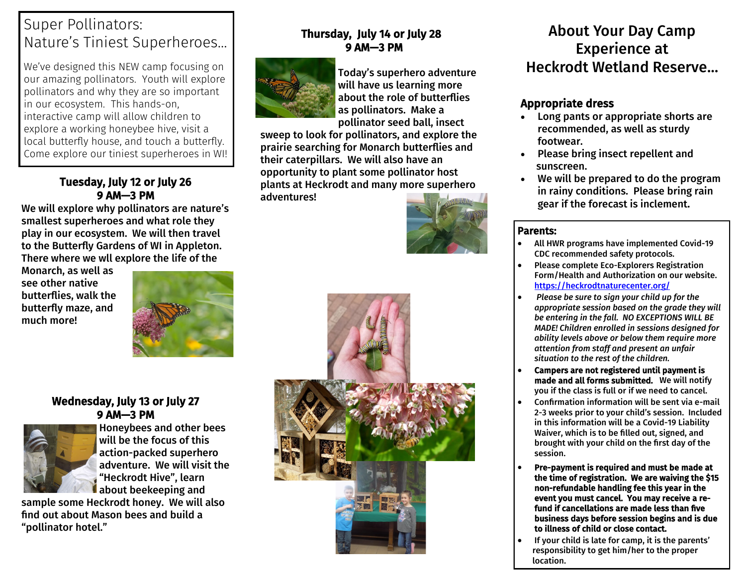# Super Pollinators: Nature's Tiniest Superheroes…

We've designed this NEW camp focusing on our amazing pollinators. Youth will explore pollinators and why they are so important in our ecosystem. This hands-on, interactive camp will allow children to explore a working honeybee hive, visit a local butterfly house, and touch a butterfly. Come explore our tiniest superheroes in WI!

### Tuesday, July 12 or July 26
### 9 AM—3 PM

**We will explore why pollinators are nature's smallest superheroes and what role they play in our ecosystem. We will then travel to the Butterfly Gardens of WI in Appleton. There where we wll explore the life of the Monarch, as well as see other native butterflies, walk the butterfly maze, and much more!**

### Wednesday, July 13 or July 27
### 9 AM—3 PM

**Honeybees and other bees will be the focus of this action-packed superhero adventure. We will visit the "Heckrodt Hive", learn about beekeeping and sample some Heckrodt honey. We will also find out about Mason bees and build a "pollinator hotel."**

### Thursday, July 14 or July 28
### 9 AM—3 PM

**Today's superhero adventure will have us learning more about the role of butterflies as pollinators. Make a pollinator seed ball, insect sweep to look for pollinators, and explore the prairie searching for Monarch butterflies and their caterpillars. We will also have an opportunity to plant some pollinator host plants at Heckrodt and many more superhero adventures!**

# About Your Day Camp Experience at Heckrodt Wetland Reserve…

## Appropriate dress

- **Long pants or appropriate shorts are recommended, as well as sturdy footwear.**
- **Please bring insect repellent and sunscreen.**
- **We will be prepared to do the program in rainy conditions. Please bring rain gear if the forecast is inclement.**

## Parents:

- **All HWR programs have implemented Covid-19 CDC recommended safety protocols.**
- **Please complete Eco-Explorers Registration Form/Health and Authorization on our website. https://heckrodtnaturecenter.org/**
- ***Please be sure to sign your child up for the appropriate session based on the grade they will be entering in the fall. NO EXCEPTIONS WILL BE MADE! Children enrolled in sessions designed for ability levels above or below them require more attention from staff and present an unfair situation to the rest of the children.***
- **Campers are not registered until payment is made and all forms submitted.** We will notify you if the class is full or if we need to cancel.
- Confirmation information will be sent via e-mail 2-3 weeks prior to your child's session. Included in this information will be a Covid-19 Liability Waiver, which is to be filled out, signed, and brought with your child on the first day of the session.
- **Pre-payment is required and must be made at the time of registration. We are waiving the $15 non-refundable handling fee this year in the event you must cancel. You may receive a refund if cancellations are made less than five business days before session begins and is due to illness of child or close contact.**
- If your child is late for camp, it is the parents' responsibility to get him/her to the proper location.